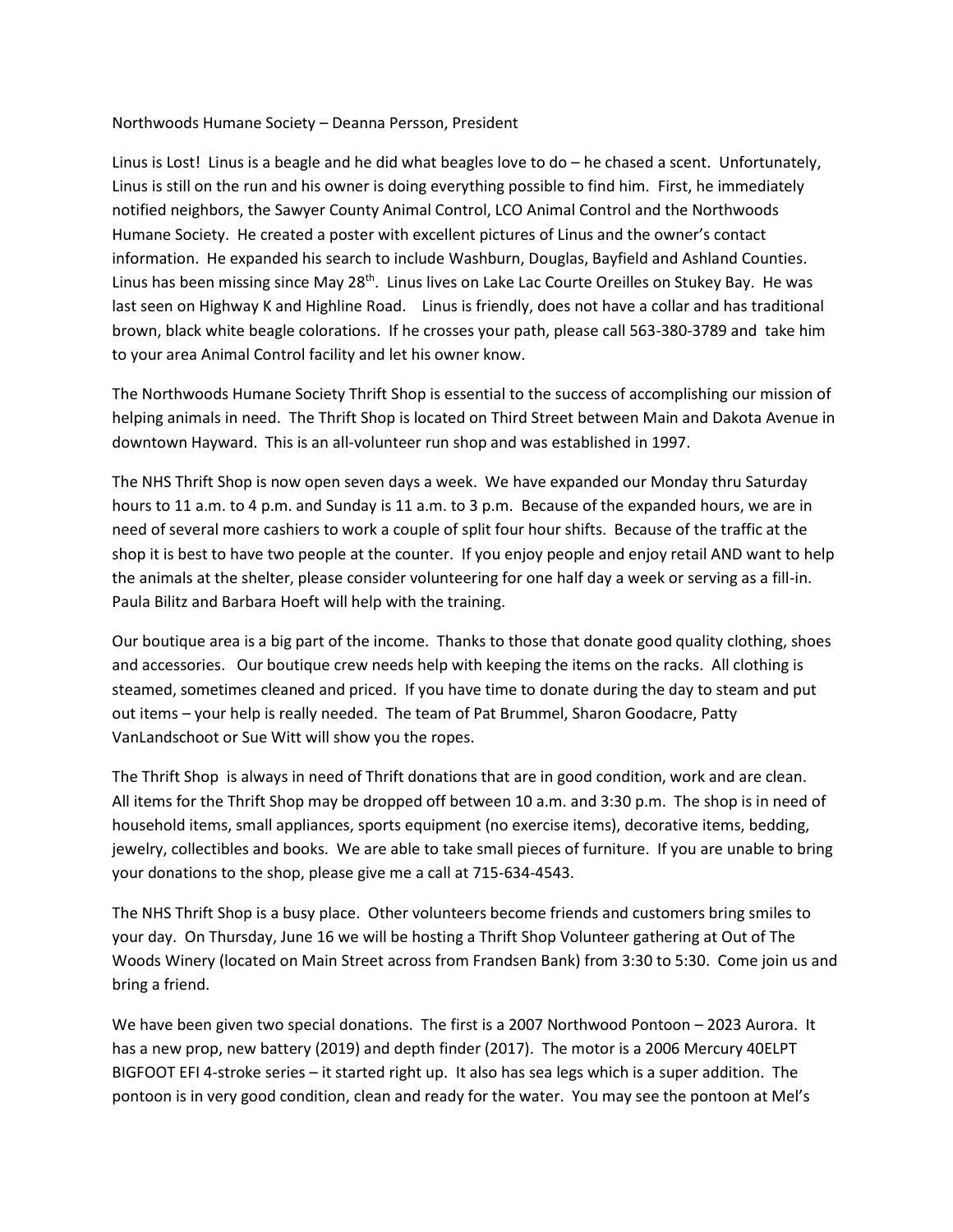Northwoods Humane Society – Deanna Persson, President

Linus is Lost! Linus is a beagle and he did what beagles love to do – he chased a scent. Unfortunately, Linus is still on the run and his owner is doing everything possible to find him. First, he immediately notified neighbors, the Sawyer County Animal Control, LCO Animal Control and the Northwoods Humane Society. He created a poster with excellent pictures of Linus and the owner's contact information. He expanded his search to include Washburn, Douglas, Bayfield and Ashland Counties. Linus has been missing since May 28th. Linus lives on Lake Lac Courte Oreilles on Stukey Bay. He was last seen on Highway K and Highline Road. Linus is friendly, does not have a collar and has traditional brown, black white beagle colorations. If he crosses your path, please call 563-380-3789 and take him to your area Animal Control facility and let his owner know.

The Northwoods Humane Society Thrift Shop is essential to the success of accomplishing our mission of helping animals in need. The Thrift Shop is located on Third Street between Main and Dakota Avenue in downtown Hayward. This is an all-volunteer run shop and was established in 1997.

The NHS Thrift Shop is now open seven days a week. We have expanded our Monday thru Saturday hours to 11 a.m. to 4 p.m. and Sunday is 11 a.m. to 3 p.m. Because of the expanded hours, we are in need of several more cashiers to work a couple of split four hour shifts. Because of the traffic at the shop it is best to have two people at the counter. If you enjoy people and enjoy retail AND want to help the animals at the shelter, please consider volunteering for one half day a week or serving as a fill-in. Paula Bilitz and Barbara Hoeft will help with the training.

Our boutique area is a big part of the income. Thanks to those that donate good quality clothing, shoes and accessories. Our boutique crew needs help with keeping the items on the racks. All clothing is steamed, sometimes cleaned and priced. If you have time to donate during the day to steam and put out items – your help is really needed. The team of Pat Brummel, Sharon Goodacre, Patty VanLandschoot or Sue Witt will show you the ropes.

The Thrift Shop is always in need of Thrift donations that are in good condition, work and are clean. All items for the Thrift Shop may be dropped off between 10 a.m. and 3:30 p.m. The shop is in need of household items, small appliances, sports equipment (no exercise items), decorative items, bedding, jewelry, collectibles and books. We are able to take small pieces of furniture. If you are unable to bring your donations to the shop, please give me a call at 715-634-4543.

The NHS Thrift Shop is a busy place. Other volunteers become friends and customers bring smiles to your day. On Thursday, June 16 we will be hosting a Thrift Shop Volunteer gathering at Out of The Woods Winery (located on Main Street across from Frandsen Bank) from 3:30 to 5:30. Come join us and bring a friend.

We have been given two special donations. The first is a 2007 Northwood Pontoon – 2023 Aurora. It has a new prop, new battery (2019) and depth finder (2017). The motor is a 2006 Mercury 40ELPT BIGFOOT EFI 4-stroke series – it started right up. It also has sea legs which is a super addition. The pontoon is in very good condition, clean and ready for the water. You may see the pontoon at Mel's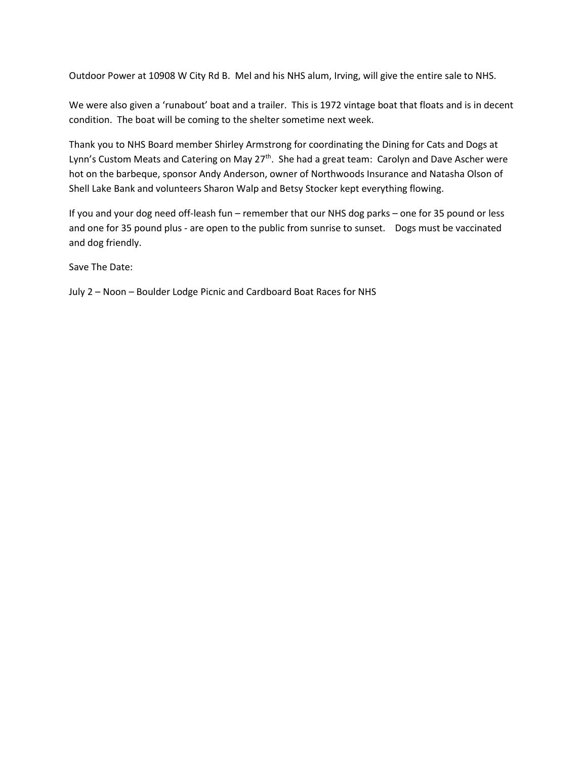Outdoor Power at 10908 W City Rd B. Mel and his NHS alum, Irving, will give the entire sale to NHS.

We were also given a 'runabout' boat and a trailer. This is 1972 vintage boat that floats and is in decent condition. The boat will be coming to the shelter sometime next week.

Thank you to NHS Board member Shirley Armstrong for coordinating the Dining for Cats and Dogs at Lynn's Custom Meats and Catering on May 27th. She had a great team: Carolyn and Dave Ascher were hot on the barbeque, sponsor Andy Anderson, owner of Northwoods Insurance and Natasha Olson of Shell Lake Bank and volunteers Sharon Walp and Betsy Stocker kept everything flowing.

If you and your dog need off-leash fun – remember that our NHS dog parks – one for 35 pound or less and one for 35 pound plus - are open to the public from sunrise to sunset. Dogs must be vaccinated and dog friendly.

Save The Date:

July 2 – Noon – Boulder Lodge Picnic and Cardboard Boat Races for NHS